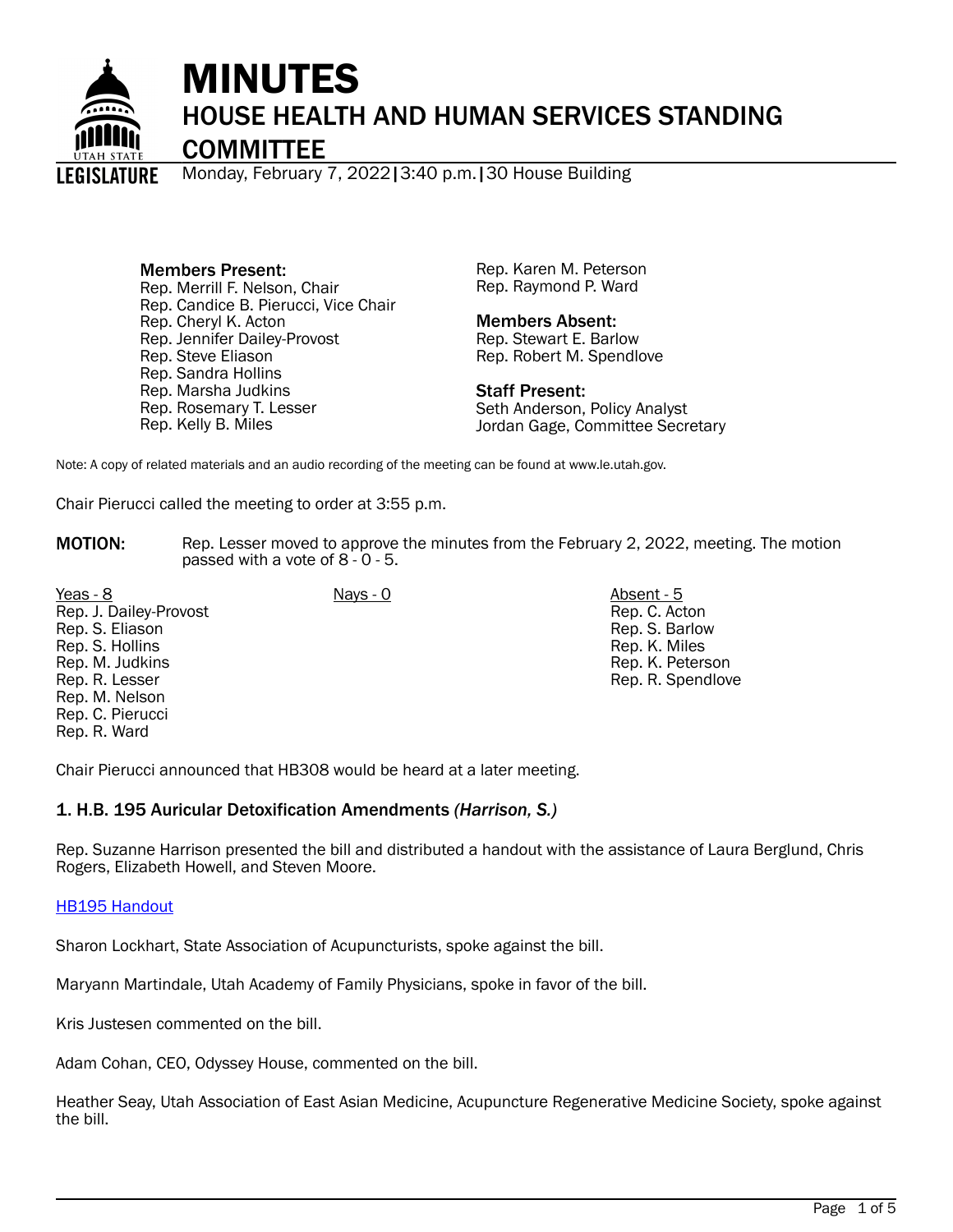# MINUTES

## HOUSE HEALTH AND HUMAN SERVICES STANDING COMMITTEE

Monday, February 7, 2022 | 3:40 p.m. | 30 House Building

**Members Present:**
Rep. Merrill F. Nelson, Chair
Rep. Candice B. Pierucci, Vice Chair
Rep. Cheryl K. Acton
Rep. Jennifer Dailey-Provost
Rep. Steve Eliason
Rep. Sandra Hollins
Rep. Marsha Judkins
Rep. Rosemary T. Lesser
Rep. Kelly B. Miles
Rep. Karen M. Peterson
Rep. Raymond P. Ward

**Members Absent:**
Rep. Stewart E. Barlow
Rep. Robert M. Spendlove

**Staff Present:**
Seth Anderson, Policy Analyst
Jordan Gage, Committee Secretary

Note: A copy of related materials and an audio recording of the meeting can be found at www.le.utah.gov.

Chair Pierucci called the meeting to order at 3:55 p.m.

**MOTION:** Rep. Lesser moved to approve the minutes from the February 2, 2022, meeting. The motion passed with a vote of 8 - 0 - 5.

| Yeas - 8 | Nays - 0 | Absent - 5 |
|---|---|---|
| Rep. J. Dailey-Provost | | Rep. C. Acton |
| Rep. S. Eliason | | Rep. S. Barlow |
| Rep. S. Hollins | | Rep. K. Miles |
| Rep. M. Judkins | | Rep. K. Peterson |
| Rep. R. Lesser | | Rep. R. Spendlove |
| Rep. M. Nelson | | |
| Rep. C. Pierucci | | |
| Rep. R. Ward | | |

Chair Pierucci announced that HB308 would be heard at a later meeting.

### 1. H.B. 195 Auricular Detoxification Amendments *(Harrison, S.)*

Rep. Suzanne Harrison presented the bill and distributed a handout with the assistance of Laura Berglund, Chris Rogers, Elizabeth Howell, and Steven Moore.

HB195 Handout

Sharon Lockhart, State Association of Acupuncturists, spoke against the bill.

Maryann Martindale, Utah Academy of Family Physicians, spoke in favor of the bill.

Kris Justesen commented on the bill.

Adam Cohan, CEO, Odyssey House, commented on the bill.

Heather Seay, Utah Association of East Asian Medicine, Acupuncture Regenerative Medicine Society, spoke against the bill.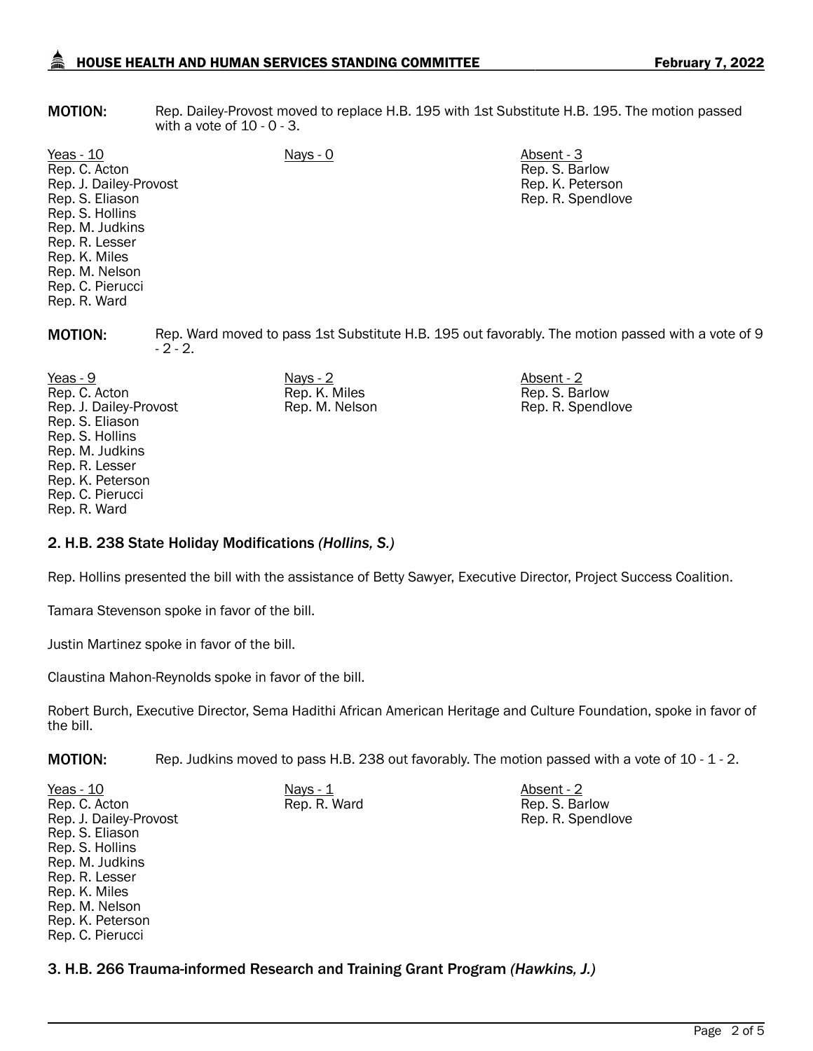**MOTION:** Rep. Dailey-Provost moved to replace H.B. 195 with 1st Substitute H.B. 195. The motion passed with a vote of 10 - 0 - 3.

| Yeas - 10 | Nays - 0 | Absent - 3 |
|---|---|---|
| Rep. C. Acton | | Rep. S. Barlow |
| Rep. J. Dailey-Provost | | Rep. K. Peterson |
| Rep. S. Eliason | | Rep. R. Spendlove |
| Rep. S. Hollins | | |
| Rep. M. Judkins | | |
| Rep. R. Lesser | | |
| Rep. K. Miles | | |
| Rep. M. Nelson | | |
| Rep. C. Pierucci | | |
| Rep. R. Ward | | |

**MOTION:** Rep. Ward moved to pass 1st Substitute H.B. 195 out favorably. The motion passed with a vote of 9 - 2 - 2.

| Yeas - 9 | Nays - 2 | Absent - 2 |
|---|---|---|
| Rep. C. Acton | Rep. K. Miles | Rep. S. Barlow |
| Rep. J. Dailey-Provost | Rep. M. Nelson | Rep. R. Spendlove |
| Rep. S. Eliason | | |
| Rep. S. Hollins | | |
| Rep. M. Judkins | | |
| Rep. R. Lesser | | |
| Rep. K. Peterson | | |
| Rep. C. Pierucci | | |
| Rep. R. Ward | | |

### 2. H.B. 238 State Holiday Modifications *(Hollins, S.)*

Rep. Hollins presented the bill with the assistance of Betty Sawyer, Executive Director, Project Success Coalition.

Tamara Stevenson spoke in favor of the bill.

Justin Martinez spoke in favor of the bill.

Claustina Mahon-Reynolds spoke in favor of the bill.

Robert Burch, Executive Director, Sema Hadithi African American Heritage and Culture Foundation, spoke in favor of the bill.

**MOTION:** Rep. Judkins moved to pass H.B. 238 out favorably. The motion passed with a vote of 10 - 1 - 2.

| Yeas - 10 | Nays - 1 | Absent - 2 |
|---|---|---|
| Rep. C. Acton | Rep. R. Ward | Rep. S. Barlow |
| Rep. J. Dailey-Provost | | Rep. R. Spendlove |
| Rep. S. Eliason | | |
| Rep. S. Hollins | | |
| Rep. M. Judkins | | |
| Rep. R. Lesser | | |
| Rep. K. Miles | | |
| Rep. M. Nelson | | |
| Rep. K. Peterson | | |
| Rep. C. Pierucci | | |

### 3. H.B. 266 Trauma-informed Research and Training Grant Program *(Hawkins, J.)*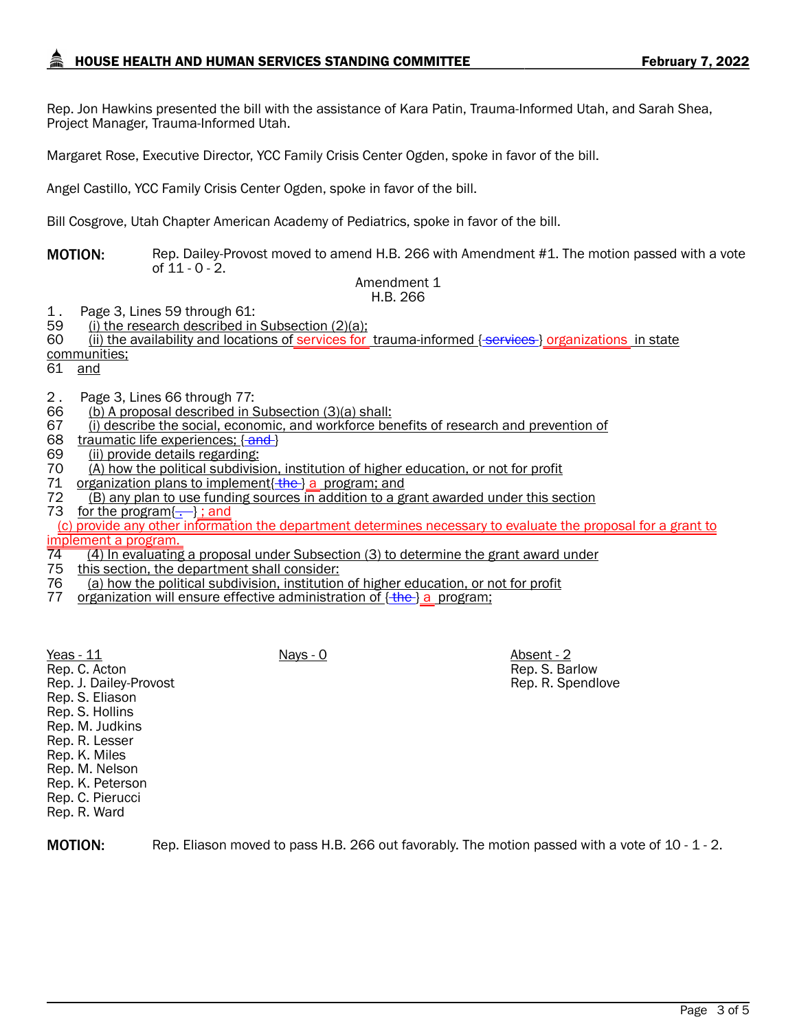Rep. Jon Hawkins presented the bill with the assistance of Kara Patin, Trauma-Informed Utah, and Sarah Shea, Project Manager, Trauma-Informed Utah.

Margaret Rose, Executive Director, YCC Family Crisis Center Ogden, spoke in favor of the bill.

Angel Castillo, YCC Family Crisis Center Ogden, spoke in favor of the bill.

Bill Cosgrove, Utah Chapter American Academy of Pediatrics, spoke in favor of the bill.

**MOTION:** Rep. Dailey-Provost moved to amend H.B. 266 with Amendment #1. The motion passed with a vote of 11 - 0 - 2.

Amendment 1
H.B. 266

1 . Page 3, Lines 59 through 61:

59 (i) the research described in Subsection (2)(a);
60 (ii) the availability and locations of services for trauma-informed {services} organizations in state communities;
61 and

2 . Page 3, Lines 66 through 77:

66 (b) A proposal described in Subsection (3)(a) shall:
67 (i) describe the social, economic, and workforce benefits of research and prevention of
68 traumatic life experiences; {and}
69 (ii) provide details regarding:
70 (A) how the political subdivision, institution of higher education, or not for profit
71 organization plans to implement{ the} a program; and
72 (B) any plan to use funding sources in addition to a grant awarded under this section
73 for the program{.} ; and
(c) provide any other information the department determines necessary to evaluate the proposal for a grant to implement a program.
74 (4) In evaluating a proposal under Subsection (3) to determine the grant award under
75 this section, the department shall consider:
76 (a) how the political subdivision, institution of higher education, or not for profit
77 organization will ensure effective administration of {the} a program;

| Yeas - 11 | Nays - 0 | Absent - 2 |
|---|---|---|
| Rep. C. Acton | | Rep. S. Barlow |
| Rep. J. Dailey-Provost | | Rep. R. Spendlove |
| Rep. S. Eliason | | |
| Rep. S. Hollins | | |
| Rep. M. Judkins | | |
| Rep. R. Lesser | | |
| Rep. K. Miles | | |
| Rep. M. Nelson | | |
| Rep. K. Peterson | | |
| Rep. C. Pierucci | | |
| Rep. R. Ward | | |

**MOTION:** Rep. Eliason moved to pass H.B. 266 out favorably. The motion passed with a vote of 10 - 1 - 2.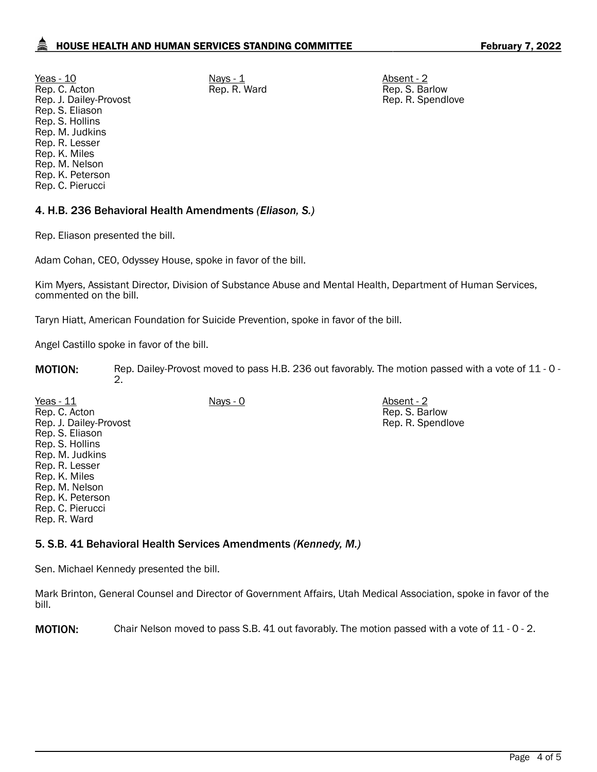| Yeas - 10 | Nays - 1 | Absent - 2 |
| --- | --- | --- |
| Rep. C. Acton | Rep. R. Ward | Rep. S. Barlow |
| Rep. J. Dailey-Provost | | Rep. R. Spendlove |
| Rep. S. Eliason | | |
| Rep. S. Hollins | | |
| Rep. M. Judkins | | |
| Rep. R. Lesser | | |
| Rep. K. Miles | | |
| Rep. M. Nelson | | |
| Rep. K. Peterson | | |
| Rep. C. Pierucci | | |

### 4. H.B. 236 Behavioral Health Amendments *(Eliason, S.)*

Rep. Eliason presented the bill.

Adam Cohan, CEO, Odyssey House, spoke in favor of the bill.

Kim Myers, Assistant Director, Division of Substance Abuse and Mental Health, Department of Human Services, commented on the bill.

Taryn Hiatt, American Foundation for Suicide Prevention, spoke in favor of the bill.

Angel Castillo spoke in favor of the bill.

**MOTION:** Rep. Dailey-Provost moved to pass H.B. 236 out favorably. The motion passed with a vote of 11 - 0 - 2.

| Yeas - 11 | Nays - 0 | Absent - 2 |
| --- | --- | --- |
| Rep. C. Acton | | Rep. S. Barlow |
| Rep. J. Dailey-Provost | | Rep. R. Spendlove |
| Rep. S. Eliason | | |
| Rep. S. Hollins | | |
| Rep. M. Judkins | | |
| Rep. R. Lesser | | |
| Rep. K. Miles | | |
| Rep. M. Nelson | | |
| Rep. K. Peterson | | |
| Rep. C. Pierucci | | |
| Rep. R. Ward | | |

### 5. S.B. 41 Behavioral Health Services Amendments *(Kennedy, M.)*

Sen. Michael Kennedy presented the bill.

Mark Brinton, General Counsel and Director of Government Affairs, Utah Medical Association, spoke in favor of the bill.

**MOTION:** Chair Nelson moved to pass S.B. 41 out favorably. The motion passed with a vote of 11 - 0 - 2.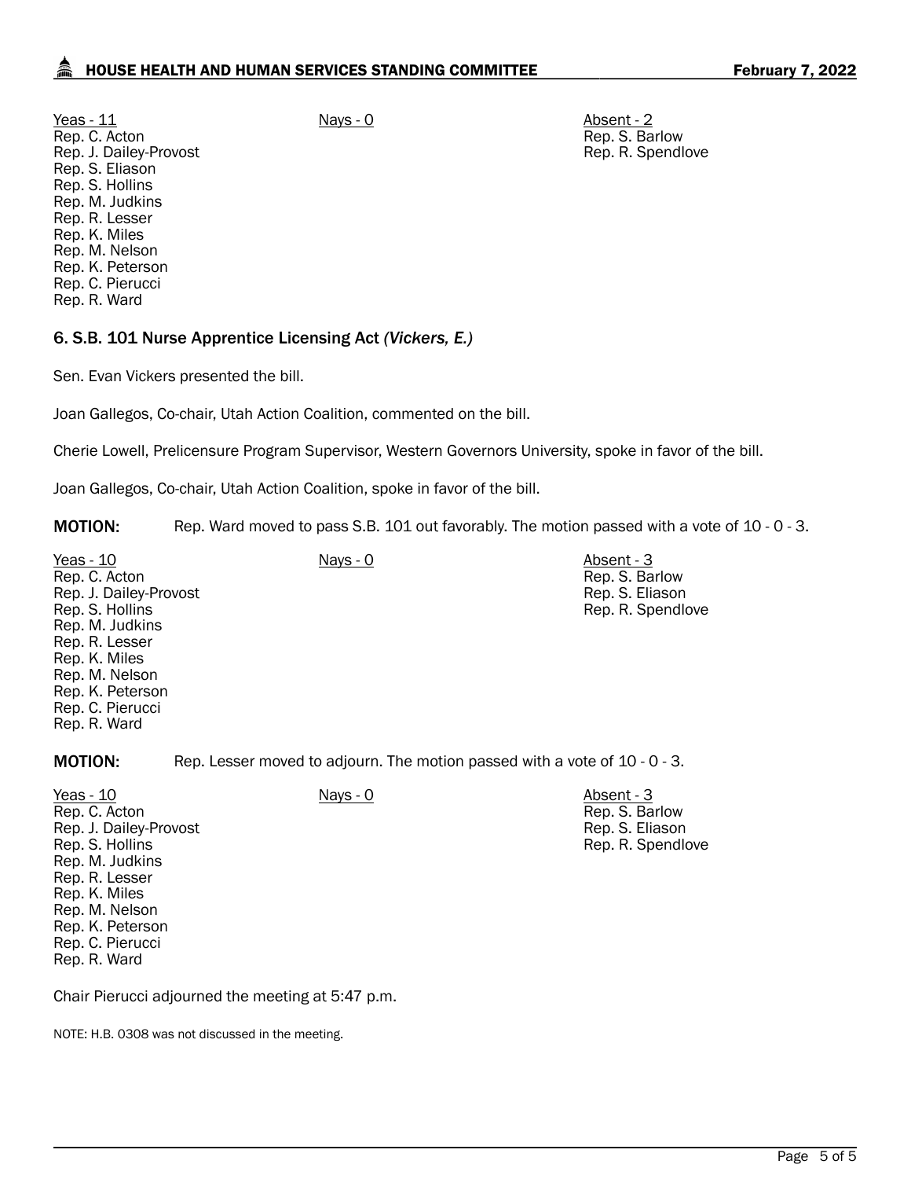| Yeas - 11 | Nays - 0 | Absent - 2 |
|---|---|---|
| Rep. C. Acton | | Rep. S. Barlow |
| Rep. J. Dailey-Provost | | Rep. R. Spendlove |
| Rep. S. Eliason | | |
| Rep. S. Hollins | | |
| Rep. M. Judkins | | |
| Rep. R. Lesser | | |
| Rep. K. Miles | | |
| Rep. M. Nelson | | |
| Rep. K. Peterson | | |
| Rep. C. Pierucci | | |
| Rep. R. Ward | | |

### 6. S.B. 101 Nurse Apprentice Licensing Act *(Vickers, E.)*

Sen. Evan Vickers presented the bill.

Joan Gallegos, Co-chair, Utah Action Coalition, commented on the bill.

Cherie Lowell, Prelicensure Program Supervisor, Western Governors University, spoke in favor of the bill.

Joan Gallegos, Co-chair, Utah Action Coalition, spoke in favor of the bill.

**MOTION:** Rep. Ward moved to pass S.B. 101 out favorably. The motion passed with a vote of 10 - 0 - 3.

| Yeas - 10 | Nays - 0 | Absent - 3 |
|---|---|---|
| Rep. C. Acton | | Rep. S. Barlow |
| Rep. J. Dailey-Provost | | Rep. S. Eliason |
| Rep. S. Hollins | | Rep. R. Spendlove |
| Rep. M. Judkins | | |
| Rep. R. Lesser | | |
| Rep. K. Miles | | |
| Rep. M. Nelson | | |
| Rep. K. Peterson | | |
| Rep. C. Pierucci | | |
| Rep. R. Ward | | |

**MOTION:** Rep. Lesser moved to adjourn. The motion passed with a vote of 10 - 0 - 3.

| Yeas - 10 | Nays - 0 | Absent - 3 |
|---|---|---|
| Rep. C. Acton | | Rep. S. Barlow |
| Rep. J. Dailey-Provost | | Rep. S. Eliason |
| Rep. S. Hollins | | Rep. R. Spendlove |
| Rep. M. Judkins | | |
| Rep. R. Lesser | | |
| Rep. K. Miles | | |
| Rep. M. Nelson | | |
| Rep. K. Peterson | | |
| Rep. C. Pierucci | | |
| Rep. R. Ward | | |

Chair Pierucci adjourned the meeting at 5:47 p.m.

NOTE: H.B. 0308 was not discussed in the meeting.